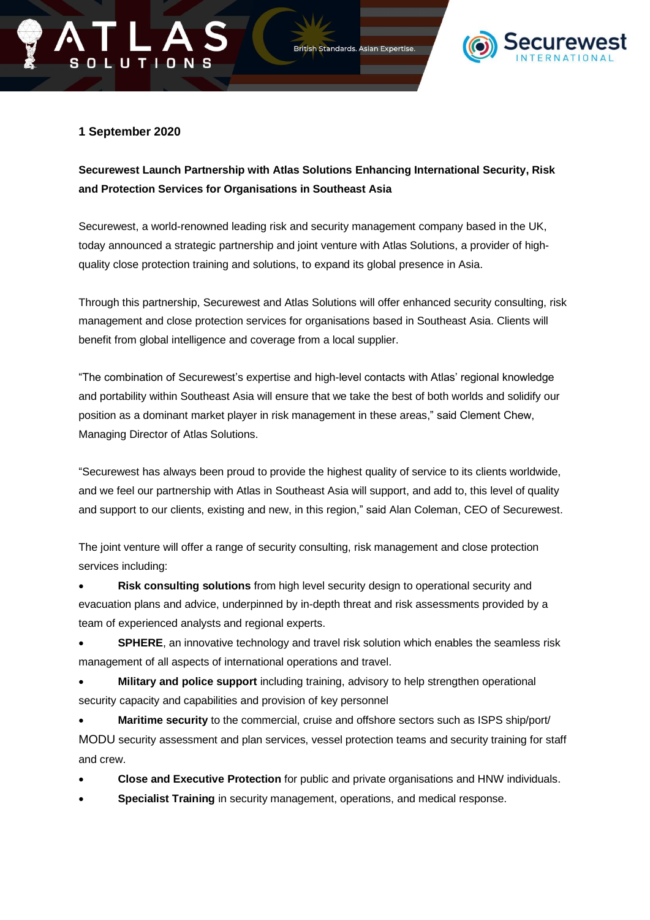ATLAS SOLUTIONS

British Standards. Asian Expertise.

Securewest INTERNATIONAL

**1 September 2020**

**Securewest Launch Partnership with Atlas Solutions Enhancing International Security, Risk and Protection Services for Organisations in Southeast Asia**

Securewest, a world-renowned leading risk and security management company based in the UK, today announced a strategic partnership and joint venture with Atlas Solutions, a provider of high-quality close protection training and solutions, to expand its global presence in Asia.

Through this partnership, Securewest and Atlas Solutions will offer enhanced security consulting, risk management and close protection services for organisations based in Southeast Asia. Clients will benefit from global intelligence and coverage from a local supplier.

"The combination of Securewest's expertise and high-level contacts with Atlas' regional knowledge and portability within Southeast Asia will ensure that we take the best of both worlds and solidify our position as a dominant market player in risk management in these areas," said Clement Chew, Managing Director of Atlas Solutions.

"Securewest has always been proud to provide the highest quality of service to its clients worldwide, and we feel our partnership with Atlas in Southeast Asia will support, and add to, this level of quality and support to our clients, existing and new, in this region," said Alan Coleman, CEO of Securewest.

The joint venture will offer a range of security consulting, risk management and close protection services including:

- **Risk consulting solutions** from high level security design to operational security and evacuation plans and advice, underpinned by in-depth threat and risk assessments provided by a team of experienced analysts and regional experts.
- **SPHERE**, an innovative technology and travel risk solution which enables the seamless risk management of all aspects of international operations and travel.
- **Military and police support** including training, advisory to help strengthen operational security capacity and capabilities and provision of key personnel
- **Maritime security** to the commercial, cruise and offshore sectors such as ISPS ship/port/ MODU security assessment and plan services, vessel protection teams and security training for staff and crew.
- **Close and Executive Protection** for public and private organisations and HNW individuals.
- **Specialist Training** in security management, operations, and medical response.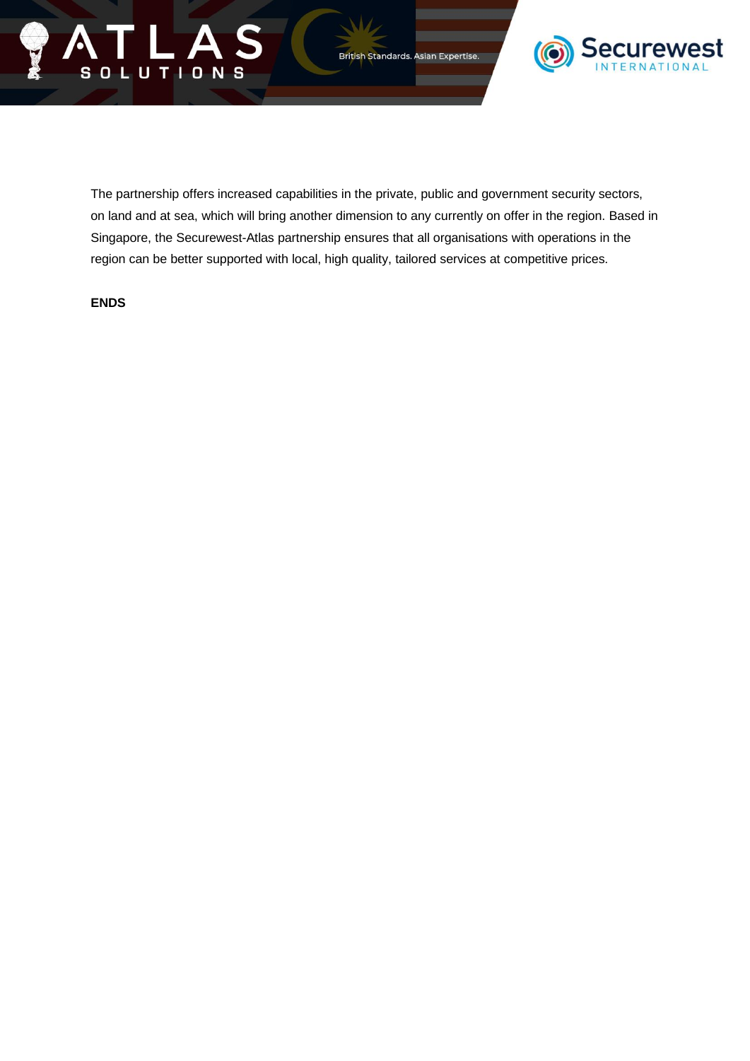The partnership offers increased capabilities in the private, public and government security sectors, on land and at sea, which will bring another dimension to any currently on offer in the region. Based in Singapore, the Securewest-Atlas partnership ensures that all organisations with operations in the region can be better supported with local, high quality, tailored services at competitive prices.

**ENDS**